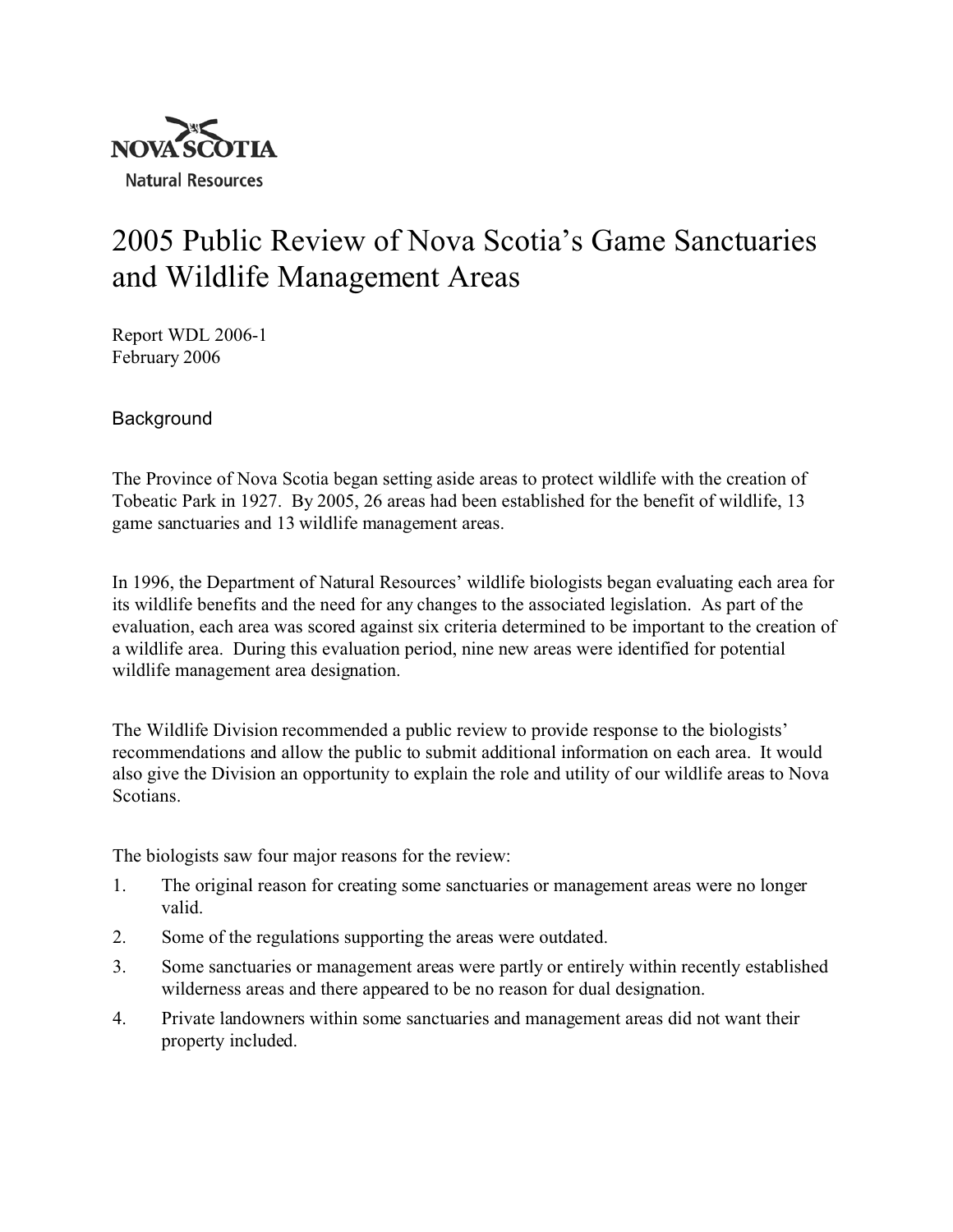NOVA SCOTIA
Natural Resources

# 2005 Public Review of Nova Scotia's Game Sanctuaries and Wildlife Management Areas

Report WDL 2006-1
February 2006

## Background

The Province of Nova Scotia began setting aside areas to protect wildlife with the creation of Tobeatic Park in 1927. By 2005, 26 areas had been established for the benefit of wildlife, 13 game sanctuaries and 13 wildlife management areas.

In 1996, the Department of Natural Resources' wildlife biologists began evaluating each area for its wildlife benefits and the need for any changes to the associated legislation. As part of the evaluation, each area was scored against six criteria determined to be important to the creation of a wildlife area. During this evaluation period, nine new areas were identified for potential wildlife management area designation.

The Wildlife Division recommended a public review to provide response to the biologists' recommendations and allow the public to submit additional information on each area. It would also give the Division an opportunity to explain the role and utility of our wildlife areas to Nova Scotians.

The biologists saw four major reasons for the review:

1. The original reason for creating some sanctuaries or management areas were no longer valid.
2. Some of the regulations supporting the areas were outdated.
3. Some sanctuaries or management areas were partly or entirely within recently established wilderness areas and there appeared to be no reason for dual designation.
4. Private landowners within some sanctuaries and management areas did not want their property included.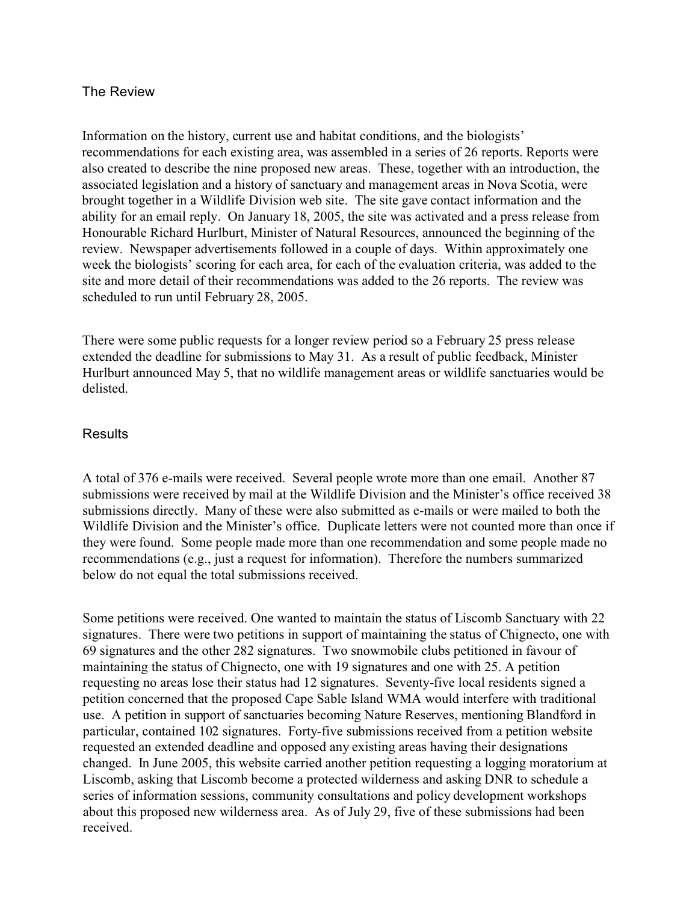## The Review

Information on the history, current use and habitat conditions, and the biologists' recommendations for each existing area, was assembled in a series of 26 reports. Reports were also created to describe the nine proposed new areas. These, together with an introduction, the associated legislation and a history of sanctuary and management areas in Nova Scotia, were brought together in a Wildlife Division web site. The site gave contact information and the ability for an email reply. On January 18, 2005, the site was activated and a press release from Honourable Richard Hurlburt, Minister of Natural Resources, announced the beginning of the review. Newspaper advertisements followed in a couple of days. Within approximately one week the biologists' scoring for each area, for each of the evaluation criteria, was added to the site and more detail of their recommendations was added to the 26 reports. The review was scheduled to run until February 28, 2005.

There were some public requests for a longer review period so a February 25 press release extended the deadline for submissions to May 31. As a result of public feedback, Minister Hurlburt announced May 5, that no wildlife management areas or wildlife sanctuaries would be delisted.

## Results

A total of 376 e-mails were received. Several people wrote more than one email. Another 87 submissions were received by mail at the Wildlife Division and the Minister's office received 38 submissions directly. Many of these were also submitted as e-mails or were mailed to both the Wildlife Division and the Minister's office. Duplicate letters were not counted more than once if they were found. Some people made more than one recommendation and some people made no recommendations (e.g., just a request for information). Therefore the numbers summarized below do not equal the total submissions received.

Some petitions were received. One wanted to maintain the status of Liscomb Sanctuary with 22 signatures. There were two petitions in support of maintaining the status of Chignecto, one with 69 signatures and the other 282 signatures. Two snowmobile clubs petitioned in favour of maintaining the status of Chignecto, one with 19 signatures and one with 25. A petition requesting no areas lose their status had 12 signatures. Seventy-five local residents signed a petition concerned that the proposed Cape Sable Island WMA would interfere with traditional use. A petition in support of sanctuaries becoming Nature Reserves, mentioning Blandford in particular, contained 102 signatures. Forty-five submissions received from a petition website requested an extended deadline and opposed any existing areas having their designations changed. In June 2005, this website carried another petition requesting a logging moratorium at Liscomb, asking that Liscomb become a protected wilderness and asking DNR to schedule a series of information sessions, community consultations and policy development workshops about this proposed new wilderness area. As of July 29, five of these submissions had been received.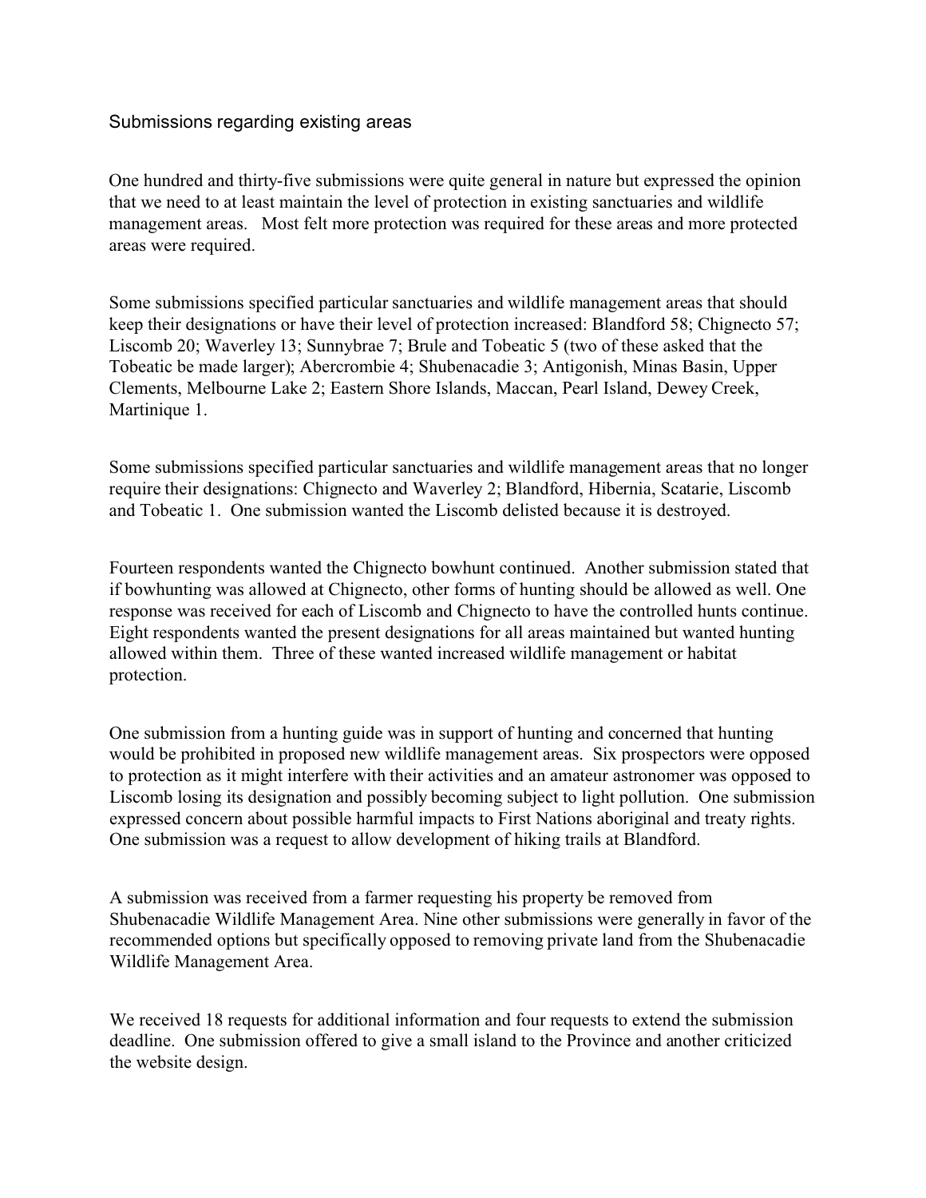## Submissions regarding existing areas

One hundred and thirty-five submissions were quite general in nature but expressed the opinion that we need to at least maintain the level of protection in existing sanctuaries and wildlife management areas. Most felt more protection was required for these areas and more protected areas were required.

Some submissions specified particular sanctuaries and wildlife management areas that should keep their designations or have their level of protection increased: Blandford 58; Chignecto 57; Liscomb 20; Waverley 13; Sunnybrae 7; Brule and Tobeatic 5 (two of these asked that the Tobeatic be made larger); Abercrombie 4; Shubenacadie 3; Antigonish, Minas Basin, Upper Clements, Melbourne Lake 2; Eastern Shore Islands, Maccan, Pearl Island, Dewey Creek, Martinique 1.

Some submissions specified particular sanctuaries and wildlife management areas that no longer require their designations: Chignecto and Waverley 2; Blandford, Hibernia, Scatarie, Liscomb and Tobeatic 1. One submission wanted the Liscomb delisted because it is destroyed.

Fourteen respondents wanted the Chignecto bowhunt continued. Another submission stated that if bowhunting was allowed at Chignecto, other forms of hunting should be allowed as well. One response was received for each of Liscomb and Chignecto to have the controlled hunts continue. Eight respondents wanted the present designations for all areas maintained but wanted hunting allowed within them. Three of these wanted increased wildlife management or habitat protection.

One submission from a hunting guide was in support of hunting and concerned that hunting would be prohibited in proposed new wildlife management areas. Six prospectors were opposed to protection as it might interfere with their activities and an amateur astronomer was opposed to Liscomb losing its designation and possibly becoming subject to light pollution. One submission expressed concern about possible harmful impacts to First Nations aboriginal and treaty rights. One submission was a request to allow development of hiking trails at Blandford.

A submission was received from a farmer requesting his property be removed from Shubenacadie Wildlife Management Area. Nine other submissions were generally in favor of the recommended options but specifically opposed to removing private land from the Shubenacadie Wildlife Management Area.

We received 18 requests for additional information and four requests to extend the submission deadline. One submission offered to give a small island to the Province and another criticized the website design.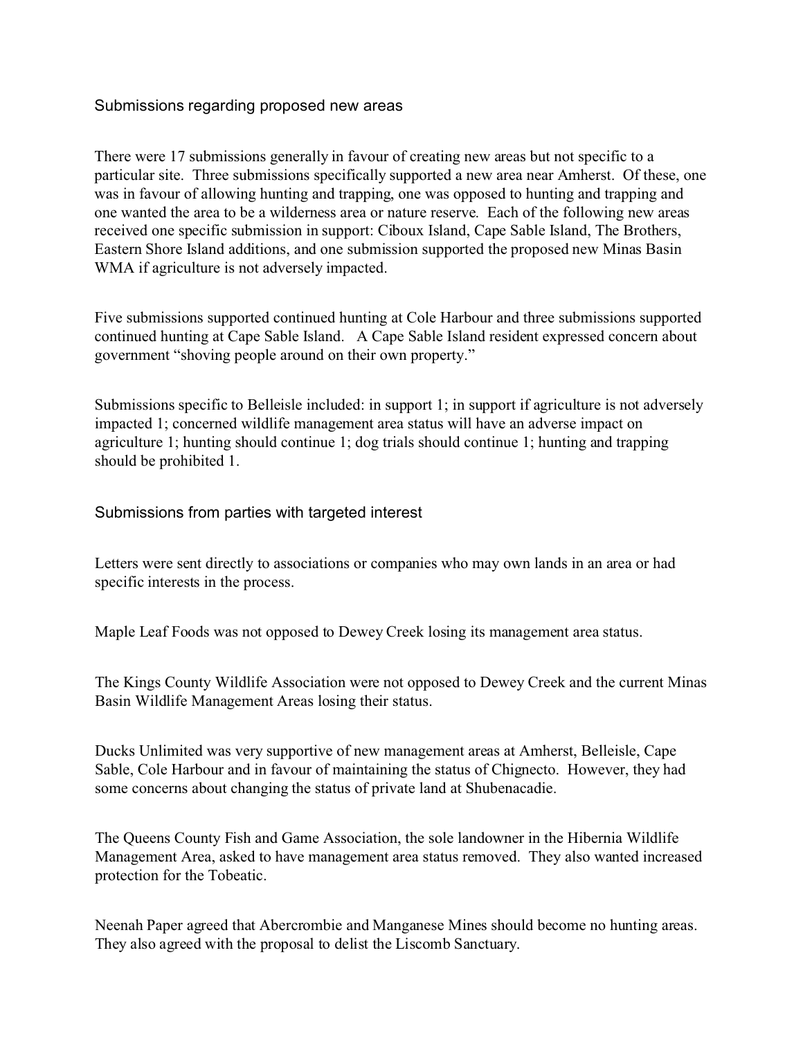## Submissions regarding proposed new areas

There were 17 submissions generally in favour of creating new areas but not specific to a particular site. Three submissions specifically supported a new area near Amherst. Of these, one was in favour of allowing hunting and trapping, one was opposed to hunting and trapping and one wanted the area to be a wilderness area or nature reserve. Each of the following new areas received one specific submission in support: Ciboux Island, Cape Sable Island, The Brothers, Eastern Shore Island additions, and one submission supported the proposed new Minas Basin WMA if agriculture is not adversely impacted.

Five submissions supported continued hunting at Cole Harbour and three submissions supported continued hunting at Cape Sable Island. A Cape Sable Island resident expressed concern about government "shoving people around on their own property."

Submissions specific to Belleisle included: in support 1; in support if agriculture is not adversely impacted 1; concerned wildlife management area status will have an adverse impact on agriculture 1; hunting should continue 1; dog trials should continue 1; hunting and trapping should be prohibited 1.

## Submissions from parties with targeted interest

Letters were sent directly to associations or companies who may own lands in an area or had specific interests in the process.

Maple Leaf Foods was not opposed to Dewey Creek losing its management area status.

The Kings County Wildlife Association were not opposed to Dewey Creek and the current Minas Basin Wildlife Management Areas losing their status.

Ducks Unlimited was very supportive of new management areas at Amherst, Belleisle, Cape Sable, Cole Harbour and in favour of maintaining the status of Chignecto. However, they had some concerns about changing the status of private land at Shubenacadie.

The Queens County Fish and Game Association, the sole landowner in the Hibernia Wildlife Management Area, asked to have management area status removed. They also wanted increased protection for the Tobeatic.

Neenah Paper agreed that Abercrombie and Manganese Mines should become no hunting areas. They also agreed with the proposal to delist the Liscomb Sanctuary.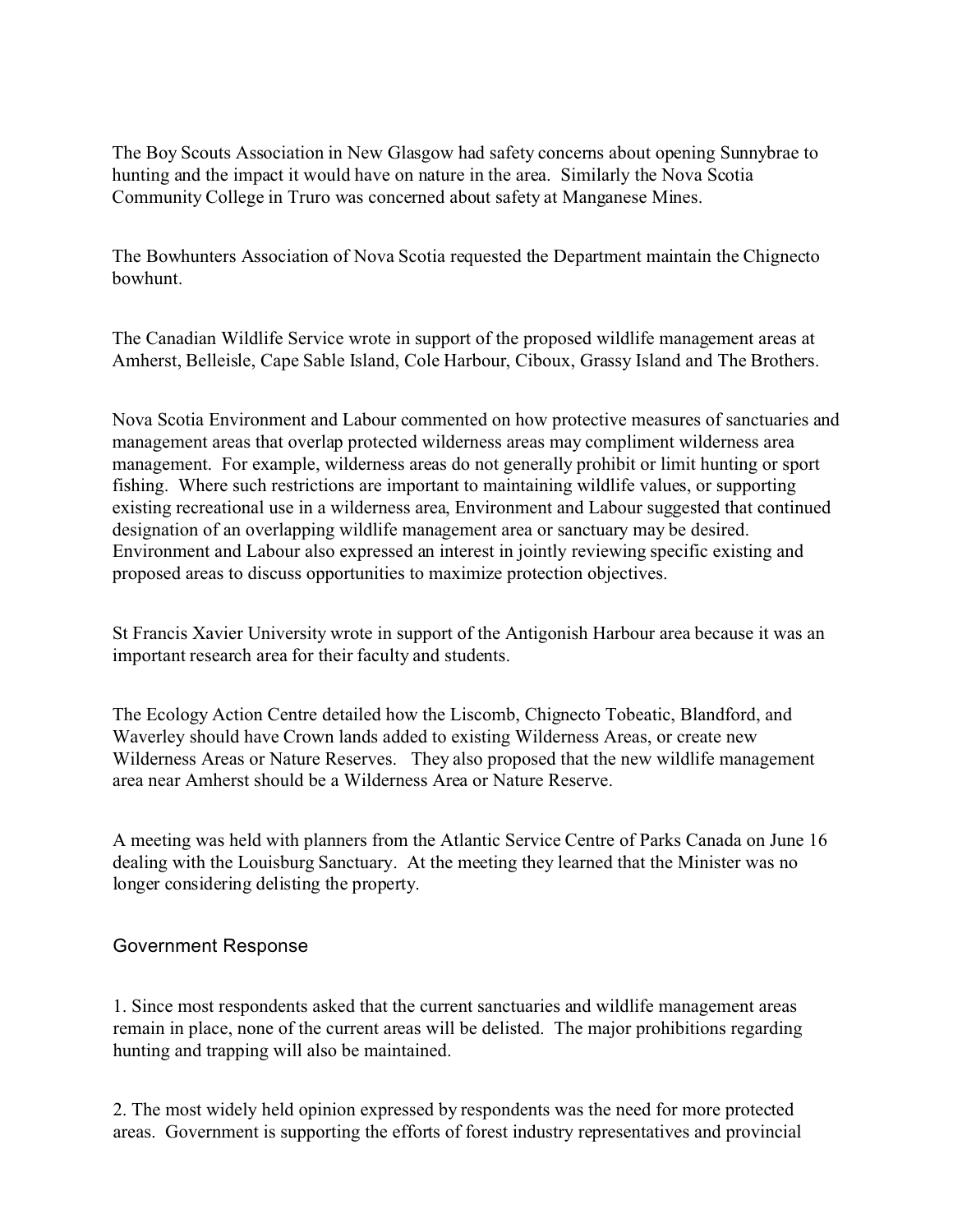The Boy Scouts Association in New Glasgow had safety concerns about opening Sunnybrae to hunting and the impact it would have on nature in the area. Similarly the Nova Scotia Community College in Truro was concerned about safety at Manganese Mines.

The Bowhunters Association of Nova Scotia requested the Department maintain the Chignecto bowhunt.

The Canadian Wildlife Service wrote in support of the proposed wildlife management areas at Amherst, Belleisle, Cape Sable Island, Cole Harbour, Ciboux, Grassy Island and The Brothers.

Nova Scotia Environment and Labour commented on how protective measures of sanctuaries and management areas that overlap protected wilderness areas may compliment wilderness area management. For example, wilderness areas do not generally prohibit or limit hunting or sport fishing. Where such restrictions are important to maintaining wildlife values, or supporting existing recreational use in a wilderness area, Environment and Labour suggested that continued designation of an overlapping wildlife management area or sanctuary may be desired. Environment and Labour also expressed an interest in jointly reviewing specific existing and proposed areas to discuss opportunities to maximize protection objectives.

St Francis Xavier University wrote in support of the Antigonish Harbour area because it was an important research area for their faculty and students.

The Ecology Action Centre detailed how the Liscomb, Chignecto Tobeatic, Blandford, and Waverley should have Crown lands added to existing Wilderness Areas, or create new Wilderness Areas or Nature Reserves. They also proposed that the new wildlife management area near Amherst should be a Wilderness Area or Nature Reserve.

A meeting was held with planners from the Atlantic Service Centre of Parks Canada on June 16 dealing with the Louisburg Sanctuary. At the meeting they learned that the Minister was no longer considering delisting the property.

## Government Response

1. Since most respondents asked that the current sanctuaries and wildlife management areas remain in place, none of the current areas will be delisted. The major prohibitions regarding hunting and trapping will also be maintained.

2. The most widely held opinion expressed by respondents was the need for more protected areas. Government is supporting the efforts of forest industry representatives and provincial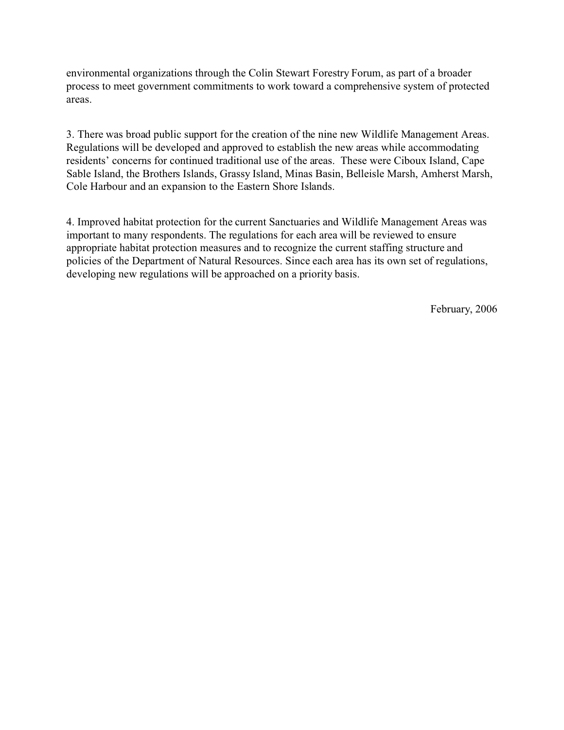environmental organizations through the Colin Stewart Forestry Forum, as part of a broader process to meet government commitments to work toward a comprehensive system of protected areas.

3. There was broad public support for the creation of the nine new Wildlife Management Areas. Regulations will be developed and approved to establish the new areas while accommodating residents' concerns for continued traditional use of the areas. These were Ciboux Island, Cape Sable Island, the Brothers Islands, Grassy Island, Minas Basin, Belleisle Marsh, Amherst Marsh, Cole Harbour and an expansion to the Eastern Shore Islands.

4. Improved habitat protection for the current Sanctuaries and Wildlife Management Areas was important to many respondents. The regulations for each area will be reviewed to ensure appropriate habitat protection measures and to recognize the current staffing structure and policies of the Department of Natural Resources. Since each area has its own set of regulations, developing new regulations will be approached on a priority basis.

February, 2006